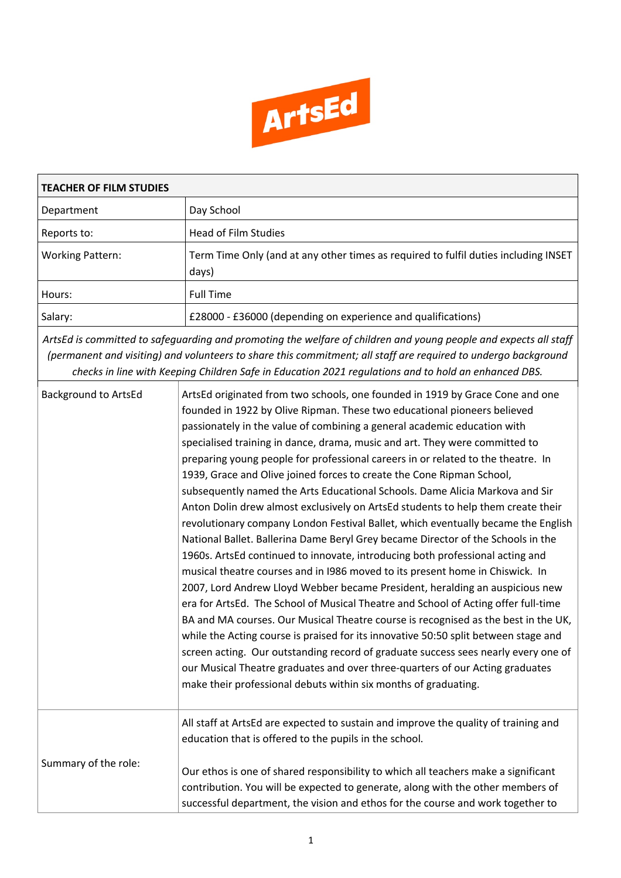ArtsEd

| TEACHER OF FILM STUDIES | |
|---|---|
| Department | Day School |
| Reports to: | Head of Film Studies |
| Working Pattern: | Term Time Only (and at any other times as required to fulfil duties including INSET days) |
| Hours: | Full Time |
| Salary: | £28000 - £36000 (depending on experience and qualifications) |

*ArtsEd is committed to safeguarding and promoting the welfare of children and young people and expects all staff (permanent and visiting) and volunteers to share this commitment; all staff are required to undergo background checks in line with Keeping Children Safe in Education 2021 regulations and to hold an enhanced DBS.*

| | |
|---|---|
| Background to ArtsEd | ArtsEd originated from two schools, one founded in 1919 by Grace Cone and one founded in 1922 by Olive Ripman. These two educational pioneers believed passionately in the value of combining a general academic education with specialised training in dance, drama, music and art. They were committed to preparing young people for professional careers in or related to the theatre. In 1939, Grace and Olive joined forces to create the Cone Ripman School, subsequently named the Arts Educational Schools. Dame Alicia Markova and Sir Anton Dolin drew almost exclusively on ArtsEd students to help them create their revolutionary company London Festival Ballet, which eventually became the English National Ballet. Ballerina Dame Beryl Grey became Director of the Schools in the 1960s. ArtsEd continued to innovate, introducing both professional acting and musical theatre courses and in I986 moved to its present home in Chiswick. In 2007, Lord Andrew Lloyd Webber became President, heralding an auspicious new era for ArtsEd. The School of Musical Theatre and School of Acting offer full-time BA and MA courses. Our Musical Theatre course is recognised as the best in the UK, while the Acting course is praised for its innovative 50:50 split between stage and screen acting. Our outstanding record of graduate success sees nearly every one of our Musical Theatre graduates and over three-quarters of our Acting graduates make their professional debuts within six months of graduating. |
| Summary of the role: | All staff at ArtsEd are expected to sustain and improve the quality of training and education that is offered to the pupils in the school.<br><br>Our ethos is one of shared responsibility to which all teachers make a significant contribution. You will be expected to generate, along with the other members of successful department, the vision and ethos for the course and work together to |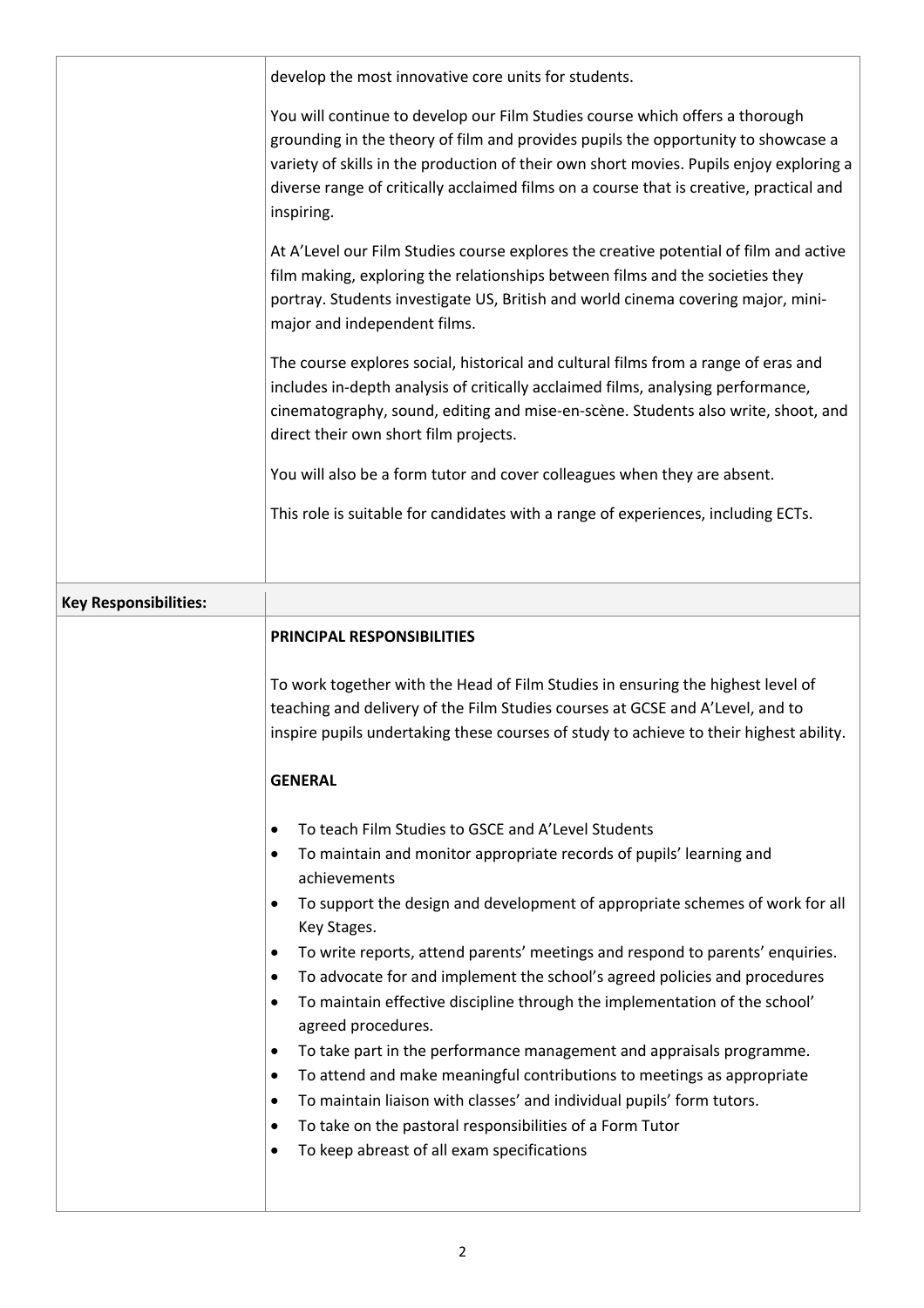| | |
|---|---|
| | develop the most innovative core units for students.<br><br>You will continue to develop our Film Studies course which offers a thorough grounding in the theory of film and provides pupils the opportunity to showcase a variety of skills in the production of their own short movies. Pupils enjoy exploring a diverse range of critically acclaimed films on a course that is creative, practical and inspiring.<br><br>At A'Level our Film Studies course explores the creative potential of film and active film making, exploring the relationships between films and the societies they portray. Students investigate US, British and world cinema covering major, mini-major and independent films.<br><br>The course explores social, historical and cultural films from a range of eras and includes in-depth analysis of critically acclaimed films, analysing performance, cinematography, sound, editing and mise-en-scène. Students also write, shoot, and direct their own short film projects.<br><br>You will also be a form tutor and cover colleagues when they are absent.<br><br>This role is suitable for candidates with a range of experiences, including ECTs. |
| **Key Responsibilities:** | |
| | **PRINCIPAL RESPONSIBILITIES**<br><br>To work together with the Head of Film Studies in ensuring the highest level of teaching and delivery of the Film Studies courses at GCSE and A'Level, and to inspire pupils undertaking these courses of study to achieve to their highest ability.<br><br>**GENERAL**<br><br>• To teach Film Studies to GSCE and A'Level Students<br>• To maintain and monitor appropriate records of pupils' learning and achievements<br>• To support the design and development of appropriate schemes of work for all Key Stages.<br>• To write reports, attend parents' meetings and respond to parents' enquiries.<br>• To advocate for and implement the school's agreed policies and procedures<br>• To maintain effective discipline through the implementation of the school' agreed procedures.<br>• To take part in the performance management and appraisals programme.<br>• To attend and make meaningful contributions to meetings as appropriate<br>• To maintain liaison with classes' and individual pupils' form tutors.<br>• To take on the pastoral responsibilities of a Form Tutor<br>• To keep abreast of all exam specifications |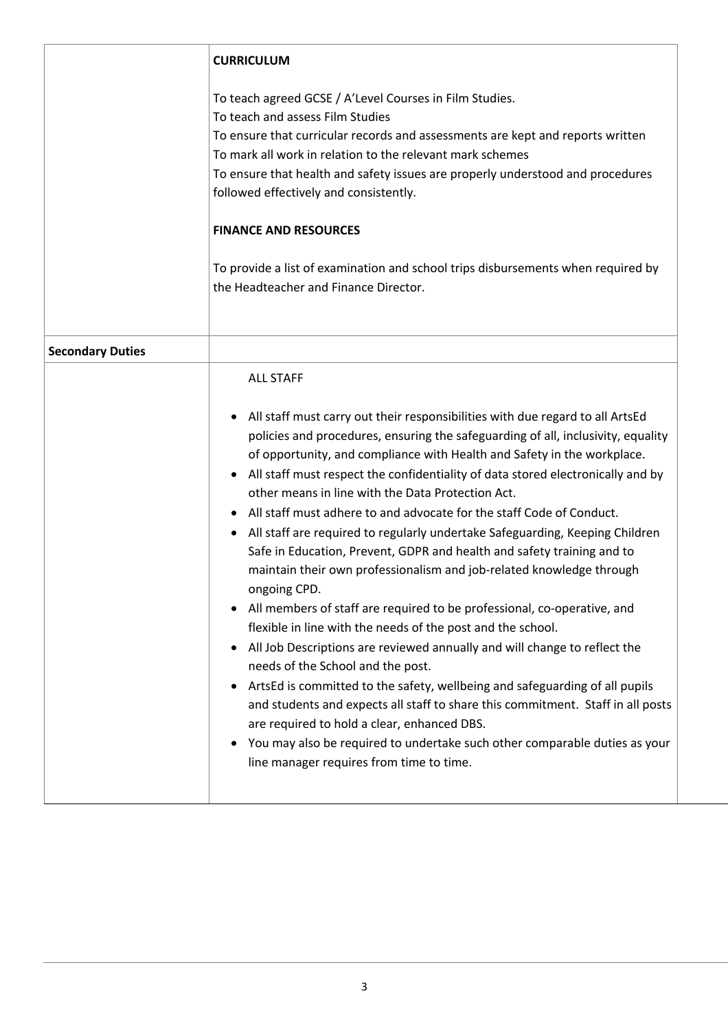| | |
|---|---|
| | **CURRICULUM**<br><br>To teach agreed GCSE / A'Level Courses in Film Studies.<br>To teach and assess Film Studies<br>To ensure that curricular records and assessments are kept and reports written<br>To mark all work in relation to the relevant mark schemes<br>To ensure that health and safety issues are properly understood and procedures followed effectively and consistently.<br><br>**FINANCE AND RESOURCES**<br><br>To provide a list of examination and school trips disbursements when required by the Headteacher and Finance Director. |
| **Secondary Duties** | |
| | ALL STAFF<br><br>• All staff must carry out their responsibilities with due regard to all ArtsEd policies and procedures, ensuring the safeguarding of all, inclusivity, equality of opportunity, and compliance with Health and Safety in the workplace.<br>• All staff must respect the confidentiality of data stored electronically and by other means in line with the Data Protection Act.<br>• All staff must adhere to and advocate for the staff Code of Conduct.<br>• All staff are required to regularly undertake Safeguarding, Keeping Children Safe in Education, Prevent, GDPR and health and safety training and to maintain their own professionalism and job-related knowledge through ongoing CPD.<br>• All members of staff are required to be professional, co-operative, and flexible in line with the needs of the post and the school.<br>• All Job Descriptions are reviewed annually and will change to reflect the needs of the School and the post.<br>• ArtsEd is committed to the safety, wellbeing and safeguarding of all pupils and students and expects all staff to share this commitment. Staff in all posts are required to hold a clear, enhanced DBS.<br>• You may also be required to undertake such other comparable duties as your line manager requires from time to time. |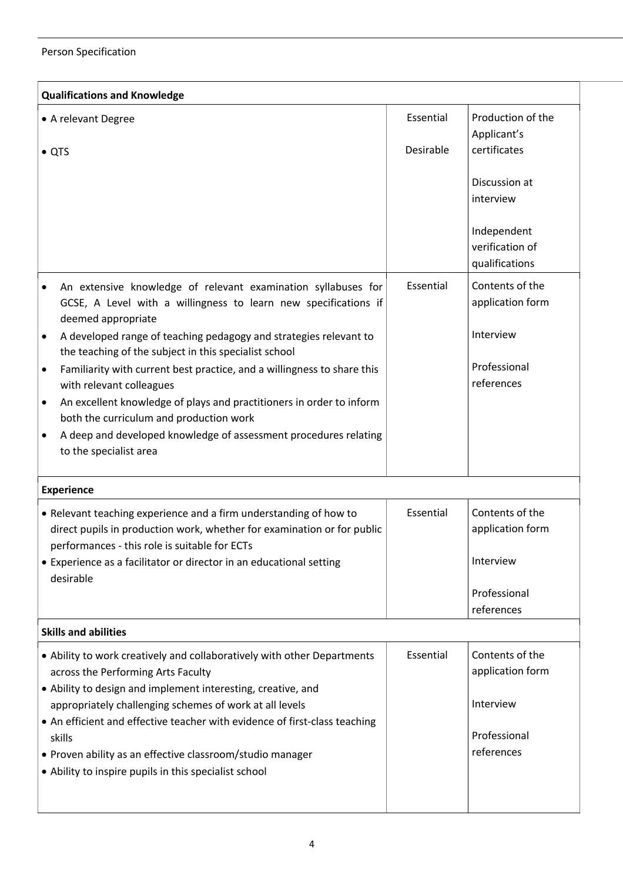Person Specification

| Qualifications and Knowledge | | |
|---|---|---|
| • A relevant Degree<br><br>• QTS | Essential<br><br>Desirable | Production of the Applicant's certificates<br><br>Discussion at interview<br><br>Independent verification of qualifications |
| • An extensive knowledge of relevant examination syllabuses for GCSE, A Level with a willingness to learn new specifications if deemed appropriate<br>• A developed range of teaching pedagogy and strategies relevant to the teaching of the subject in this specialist school<br>• Familiarity with current best practice, and a willingness to share this with relevant colleagues<br>• An excellent knowledge of plays and practitioners in order to inform both the curriculum and production work<br>• A deep and developed knowledge of assessment procedures relating to the specialist area | Essential | Contents of the application form<br><br>Interview<br><br>Professional references |
| **Experience** | | |
| • Relevant teaching experience and a firm understanding of how to direct pupils in production work, whether for examination or for public performances - this role is suitable for ECTs<br>• Experience as a facilitator or director in an educational setting desirable | Essential | Contents of the application form<br><br>Interview<br><br>Professional references |
| **Skills and abilities** | | |
| • Ability to work creatively and collaboratively with other Departments across the Performing Arts Faculty<br>• Ability to design and implement interesting, creative, and appropriately challenging schemes of work at all levels<br>• An efficient and effective teacher with evidence of first-class teaching skills<br>• Proven ability as an effective classroom/studio manager<br>• Ability to inspire pupils in this specialist school | Essential | Contents of the application form<br><br>Interview<br><br>Professional references |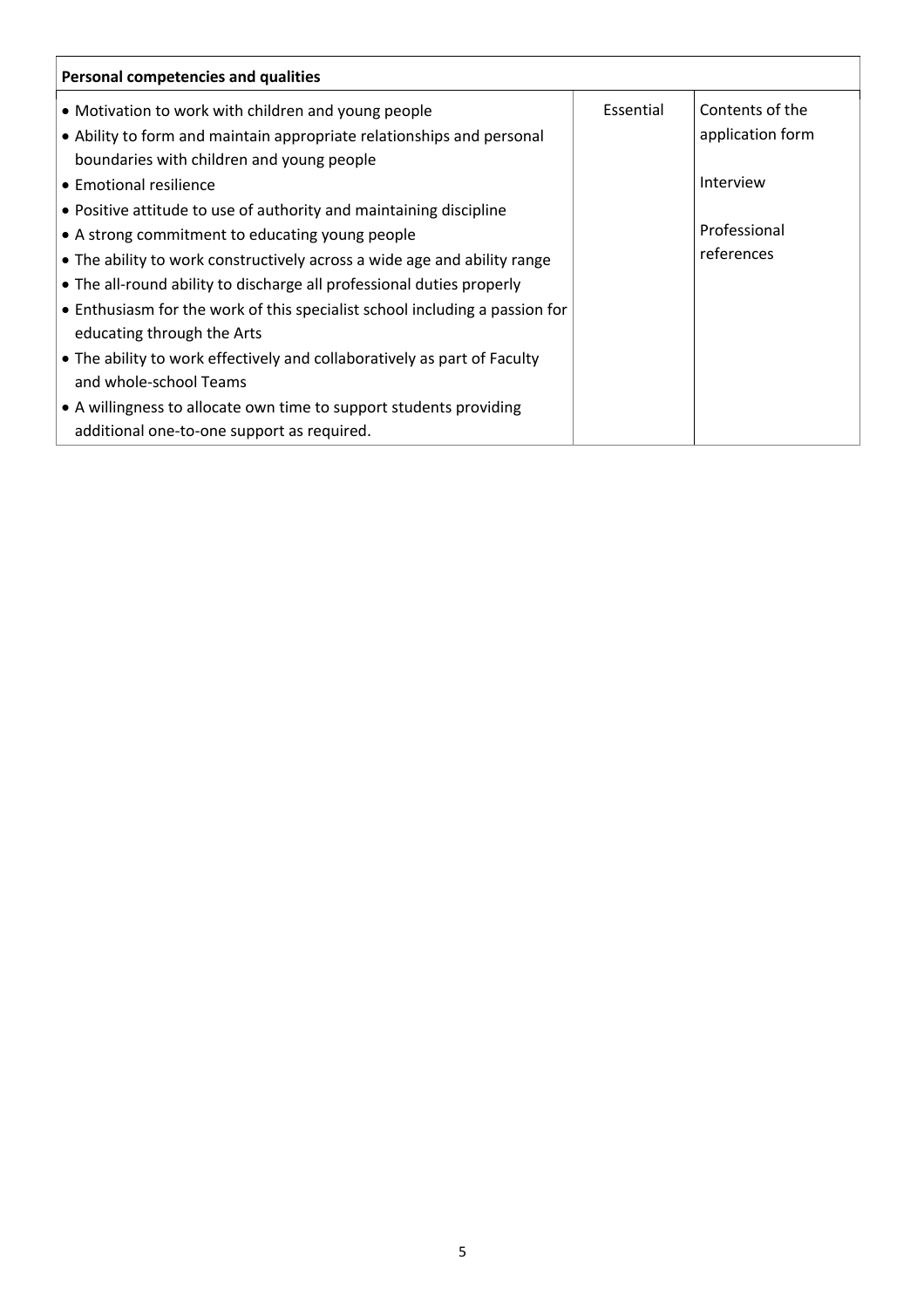| Personal competencies and qualities | | |
|---|---|---|
| • Motivation to work with children and young people<br>• Ability to form and maintain appropriate relationships and personal boundaries with children and young people<br>• Emotional resilience<br>• Positive attitude to use of authority and maintaining discipline<br>• A strong commitment to educating young people<br>• The ability to work constructively across a wide age and ability range<br>• The all-round ability to discharge all professional duties properly<br>• Enthusiasm for the work of this specialist school including a passion for educating through the Arts<br>• The ability to work effectively and collaboratively as part of Faculty and whole-school Teams<br>• A willingness to allocate own time to support students providing additional one-to-one support as required. | Essential | Contents of the application form<br><br>Interview<br><br>Professional references |